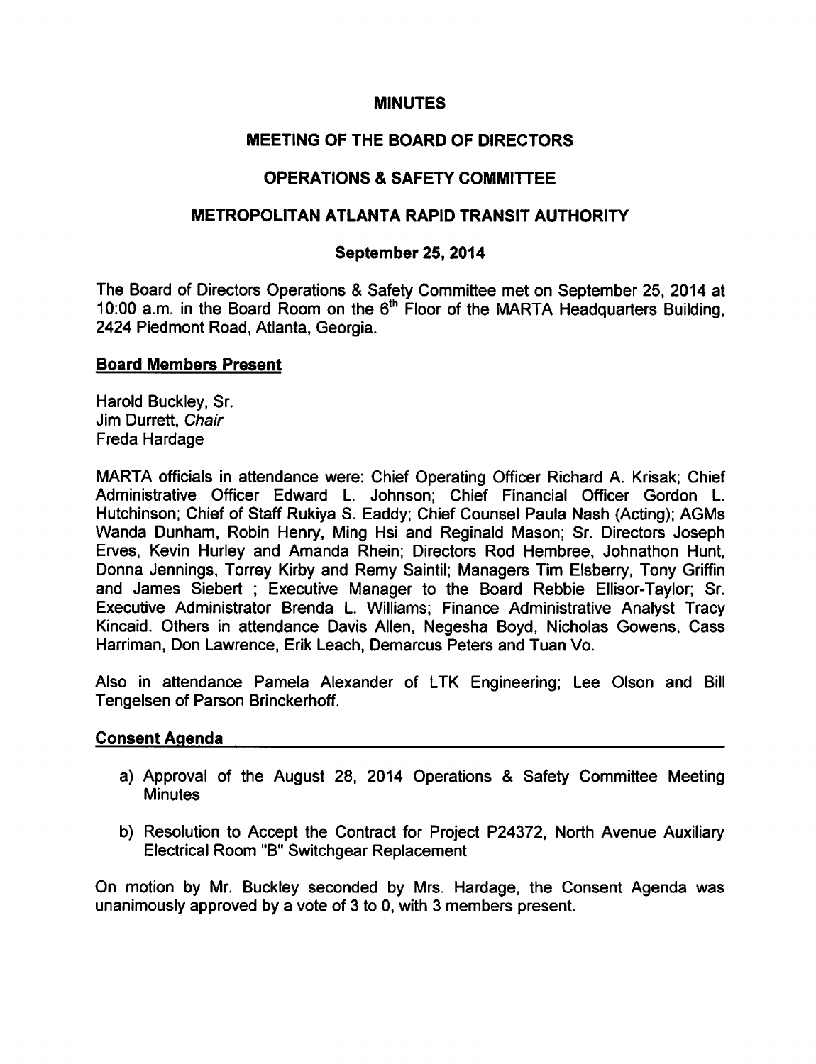# MINUTES

## MEETING OF THE BOARD OF DIRECTORS

## OPERATIONS & SAFETY COMMITTEE

## METROPOLITAN ATLANTA RAPID TRANSIT AUTHORITY

### September 25, 2014

The Board of Directors Operations & Safety Committee met on September 25, 2014 at 10:00 a.m. in the Board Room on the 6th Floor of the MARTA Headquarters Building, 2424 Piedmont Road, Atlanta, Georgia.

**Board Members Present**

Harold Buckley, Sr.
Jim Durrett, *Chair*
Freda Hardage

MARTA officials in attendance were: Chief Operating Officer Richard A. Krisak; Chief Administrative Officer Edward L. Johnson; Chief Financial Officer Gordon L. Hutchinson; Chief of Staff Rukiya S. Eaddy; Chief Counsel Paula Nash (Acting); AGMs Wanda Dunham, Robin Henry, Ming Hsi and Reginald Mason; Sr. Directors Joseph Erves, Kevin Hurley and Amanda Rhein; Directors Rod Hembree, Johnathon Hunt, Donna Jennings, Torrey Kirby and Remy Saintil; Managers Tim Elsberry, Tony Griffin and James Siebert ; Executive Manager to the Board Rebbie Ellisor-Taylor; Sr. Executive Administrator Brenda L. Williams; Finance Administrative Analyst Tracy Kincaid. Others in attendance Davis Allen, Negesha Boyd, Nicholas Gowens, Cass Harriman, Don Lawrence, Erik Leach, Demarcus Peters and Tuan Vo.

Also in attendance Pamela Alexander of LTK Engineering; Lee Olson and Bill Tengelsen of Parson Brinckerhoff.

**Consent Agenda**

a) Approval of the August 28, 2014 Operations & Safety Committee Meeting Minutes

b) Resolution to Accept the Contract for Project P24372, North Avenue Auxiliary Electrical Room "B" Switchgear Replacement

On motion by Mr. Buckley seconded by Mrs. Hardage, the Consent Agenda was unanimously approved by a vote of 3 to 0, with 3 members present.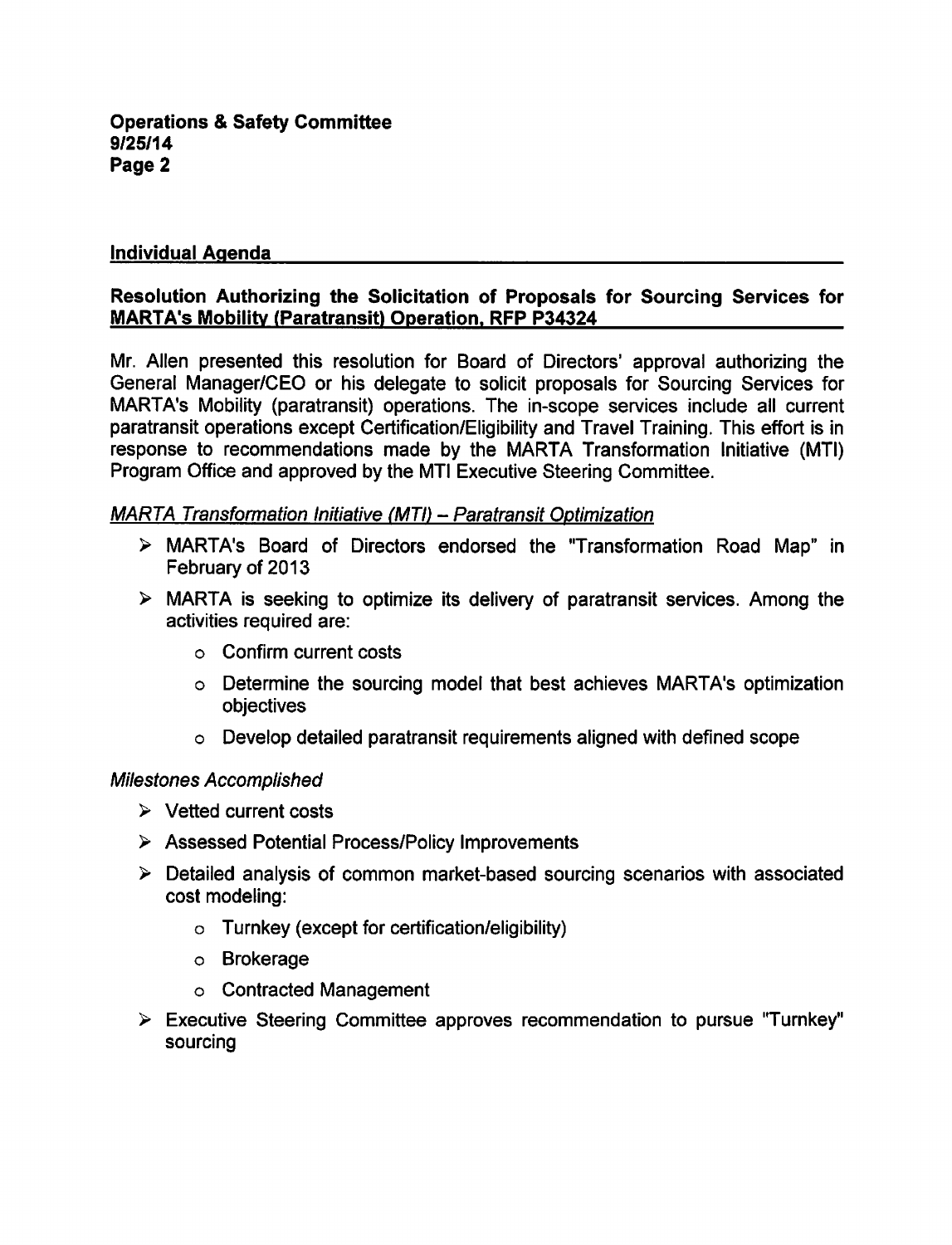## Individual Agenda

### Resolution Authorizing the Solicitation of Proposals for Sourcing Services for MARTA's Mobility (Paratransit) Operation, RFP P34324

Mr. Allen presented this resolution for Board of Directors' approval authorizing the General Manager/CEO or his delegate to solicit proposals for Sourcing Services for MARTA's Mobility (paratransit) operations. The in-scope services include all current paratransit operations except Certification/Eligibility and Travel Training. This effort is in response to recommendations made by the MARTA Transformation Initiative (MTI) Program Office and approved by the MTI Executive Steering Committee.

*MARTA Transformation Initiative (MTI) – Paratransit Optimization*

- MARTA's Board of Directors endorsed the "Transformation Road Map" in February of 2013
- MARTA is seeking to optimize its delivery of paratransit services. Among the activities required are:
  - Confirm current costs
  - Determine the sourcing model that best achieves MARTA's optimization objectives
  - Develop detailed paratransit requirements aligned with defined scope

*Milestones Accomplished*

- Vetted current costs
- Assessed Potential Process/Policy Improvements
- Detailed analysis of common market-based sourcing scenarios with associated cost modeling:
  - Turnkey (except for certification/eligibility)
  - Brokerage
  - Contracted Management
- Executive Steering Committee approves recommendation to pursue "Turnkey" sourcing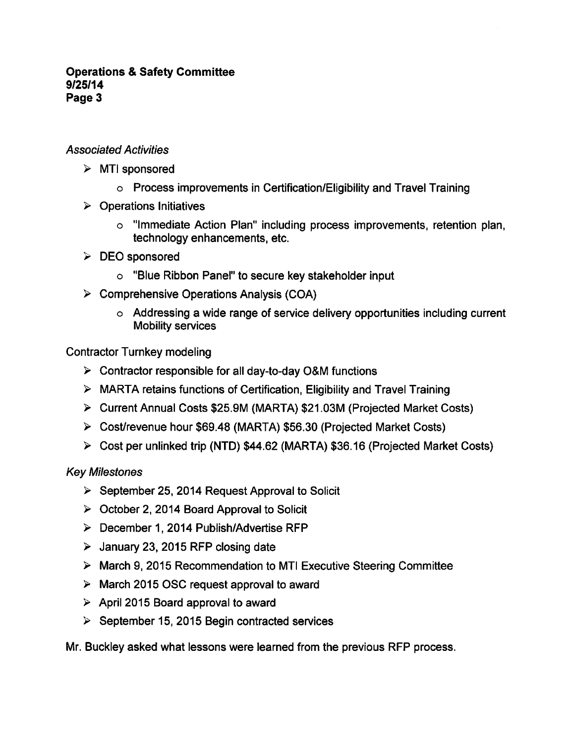*Associated Activities*

- MTI sponsored
  - Process improvements in Certification/Eligibility and Travel Training
- Operations Initiatives
  - "Immediate Action Plan" including process improvements, retention plan, technology enhancements, etc.
- DEO sponsored
  - "Blue Ribbon Panel" to secure key stakeholder input
- Comprehensive Operations Analysis (COA)
  - Addressing a wide range of service delivery opportunities including current Mobility services

Contractor Turnkey modeling

- Contractor responsible for all day-to-day O&M functions
- MARTA retains functions of Certification, Eligibility and Travel Training
- Current Annual Costs $25.9M (MARTA) $21.03M (Projected Market Costs)
- Cost/revenue hour $69.48 (MARTA) $56.30 (Projected Market Costs)
- Cost per unlinked trip (NTD) $44.62 (MARTA) $36.16 (Projected Market Costs)

*Key Milestones*

- September 25, 2014 Request Approval to Solicit
- October 2, 2014 Board Approval to Solicit
- December 1, 2014 Publish/Advertise RFP
- January 23, 2015 RFP closing date
- March 9, 2015 Recommendation to MTI Executive Steering Committee
- March 2015 OSC request approval to award
- April 2015 Board approval to award
- September 15, 2015 Begin contracted services

Mr. Buckley asked what lessons were learned from the previous RFP process.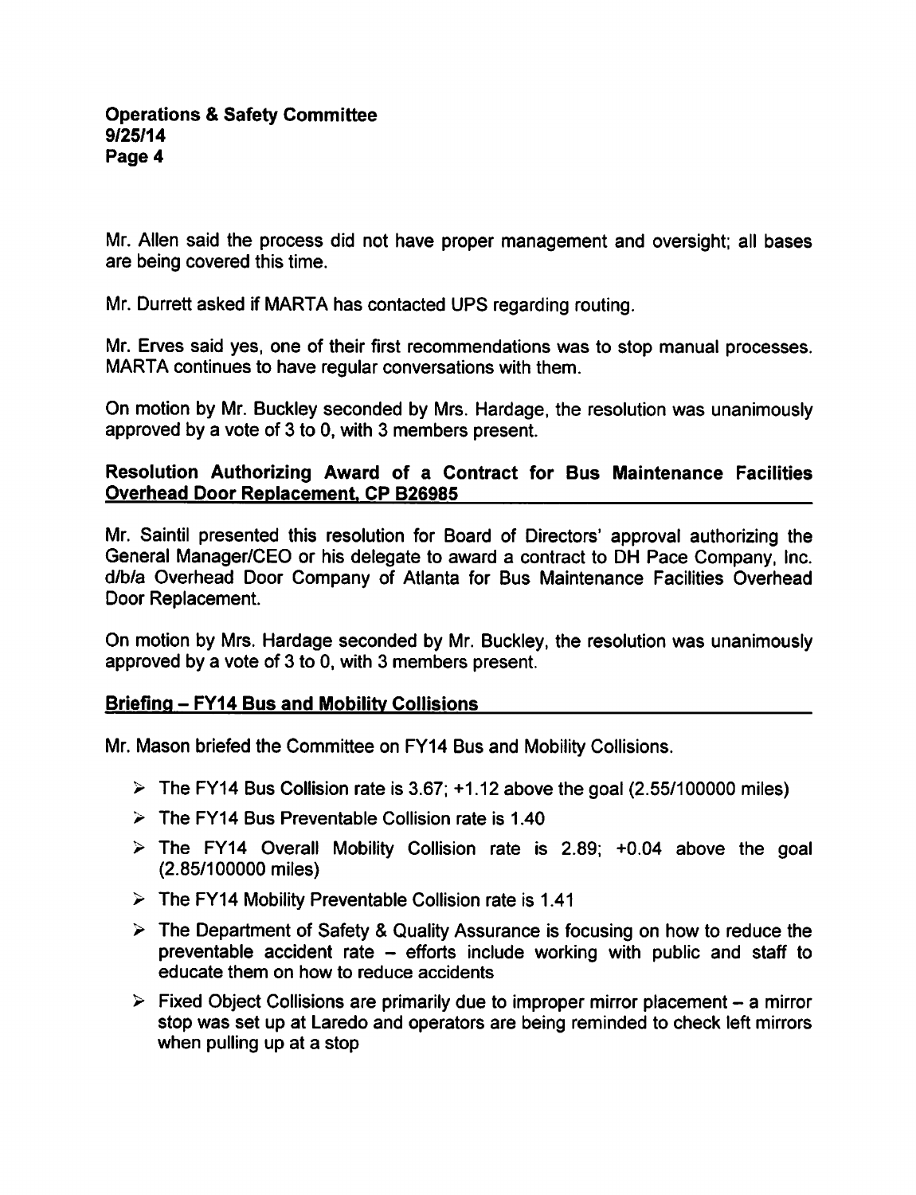Mr. Allen said the process did not have proper management and oversight; all bases are being covered this time.

Mr. Durrett asked if MARTA has contacted UPS regarding routing.

Mr. Erves said yes, one of their first recommendations was to stop manual processes. MARTA continues to have regular conversations with them.

On motion by Mr. Buckley seconded by Mrs. Hardage, the resolution was unanimously approved by a vote of 3 to 0, with 3 members present.

**Resolution Authorizing Award of a Contract for Bus Maintenance Facilities Overhead Door Replacement, CP B26985**

Mr. Saintil presented this resolution for Board of Directors' approval authorizing the General Manager/CEO or his delegate to award a contract to DH Pace Company, Inc. d/b/a Overhead Door Company of Atlanta for Bus Maintenance Facilities Overhead Door Replacement.

On motion by Mrs. Hardage seconded by Mr. Buckley, the resolution was unanimously approved by a vote of 3 to 0, with 3 members present.

**Briefing – FY14 Bus and Mobility Collisions**

Mr. Mason briefed the Committee on FY14 Bus and Mobility Collisions.

- The FY14 Bus Collision rate is 3.67; +1.12 above the goal (2.55/100000 miles)
- The FY14 Bus Preventable Collision rate is 1.40
- The FY14 Overall Mobility Collision rate is 2.89; +0.04 above the goal (2.85/100000 miles)
- The FY14 Mobility Preventable Collision rate is 1.41
- The Department of Safety & Quality Assurance is focusing on how to reduce the preventable accident rate – efforts include working with public and staff to educate them on how to reduce accidents
- Fixed Object Collisions are primarily due to improper mirror placement – a mirror stop was set up at Laredo and operators are being reminded to check left mirrors when pulling up at a stop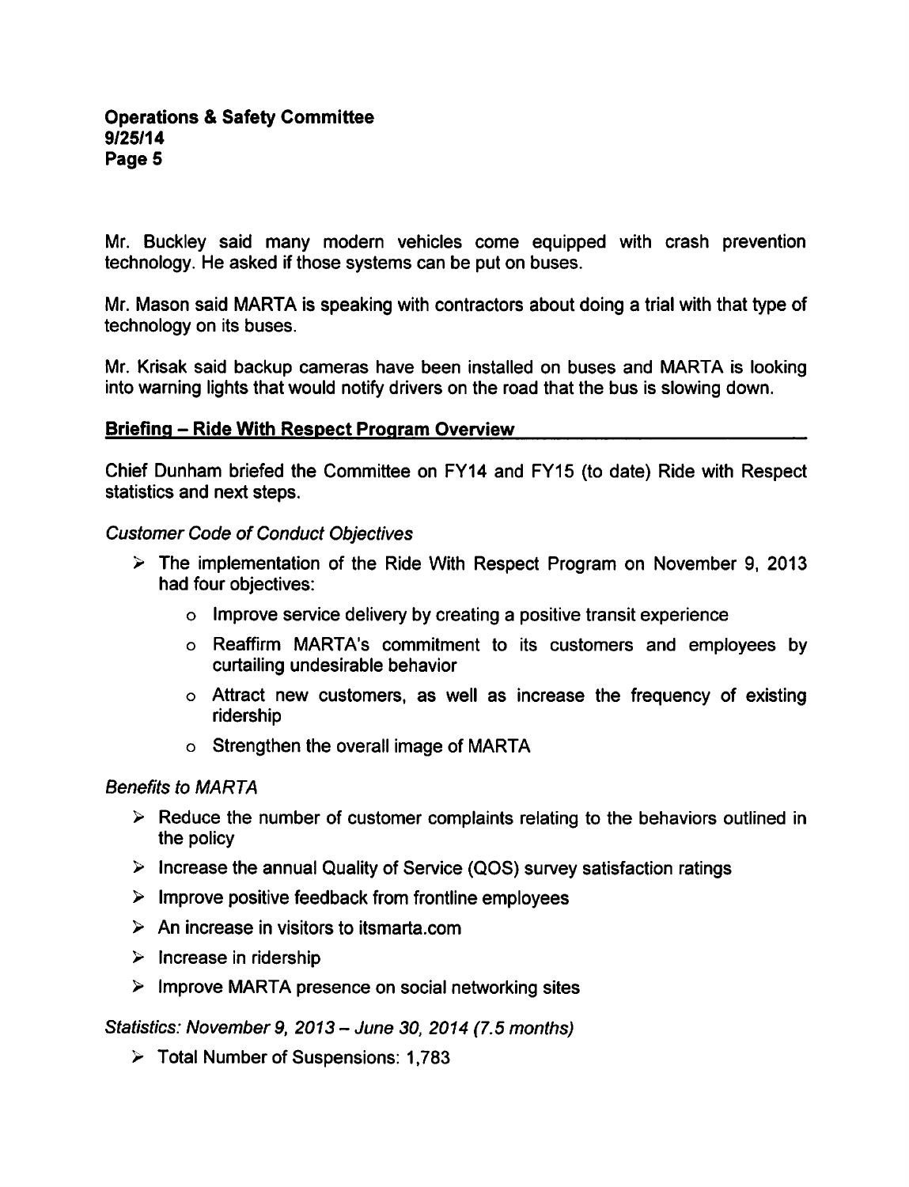Mr. Buckley said many modern vehicles come equipped with crash prevention technology. He asked if those systems can be put on buses.

Mr. Mason said MARTA is speaking with contractors about doing a trial with that type of technology on its buses.

Mr. Krisak said backup cameras have been installed on buses and MARTA is looking into warning lights that would notify drivers on the road that the bus is slowing down.

## Briefing – Ride With Respect Program Overview

Chief Dunham briefed the Committee on FY14 and FY15 (to date) Ride with Respect statistics and next steps.

*Customer Code of Conduct Objectives*

- The implementation of the Ride With Respect Program on November 9, 2013 had four objectives:
  - Improve service delivery by creating a positive transit experience
  - Reaffirm MARTA's commitment to its customers and employees by curtailing undesirable behavior
  - Attract new customers, as well as increase the frequency of existing ridership
  - Strengthen the overall image of MARTA

*Benefits to MARTA*

- Reduce the number of customer complaints relating to the behaviors outlined in the policy
- Increase the annual Quality of Service (QOS) survey satisfaction ratings
- Improve positive feedback from frontline employees
- An increase in visitors to itsmarta.com
- Increase in ridership
- Improve MARTA presence on social networking sites

*Statistics: November 9, 2013 – June 30, 2014 (7.5 months)*

- Total Number of Suspensions: 1,783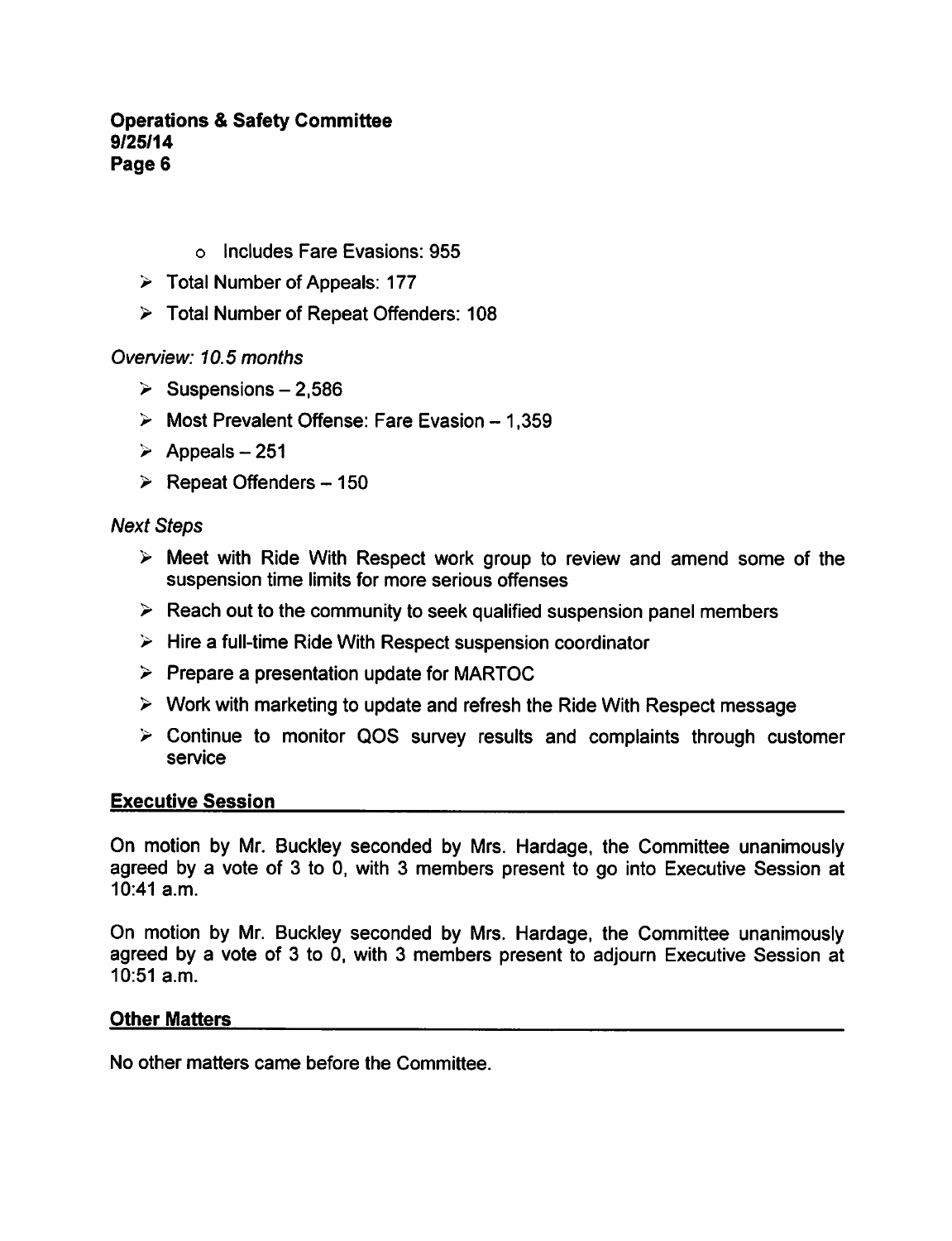- Includes Fare Evasions: 955
- Total Number of Appeals: 177
- Total Number of Repeat Offenders: 108

*Overview: 10.5 months*

- Suspensions – 2,586
- Most Prevalent Offense: Fare Evasion – 1,359
- Appeals – 251
- Repeat Offenders – 150

*Next Steps*

- Meet with Ride With Respect work group to review and amend some of the suspension time limits for more serious offenses
- Reach out to the community to seek qualified suspension panel members
- Hire a full-time Ride With Respect suspension coordinator
- Prepare a presentation update for MARTOC
- Work with marketing to update and refresh the Ride With Respect message
- Continue to monitor QOS survey results and complaints through customer service

## Executive Session

On motion by Mr. Buckley seconded by Mrs. Hardage, the Committee unanimously agreed by a vote of 3 to 0, with 3 members present to go into Executive Session at 10:41 a.m.

On motion by Mr. Buckley seconded by Mrs. Hardage, the Committee unanimously agreed by a vote of 3 to 0, with 3 members present to adjourn Executive Session at 10:51 a.m.

## Other Matters

No other matters came before the Committee.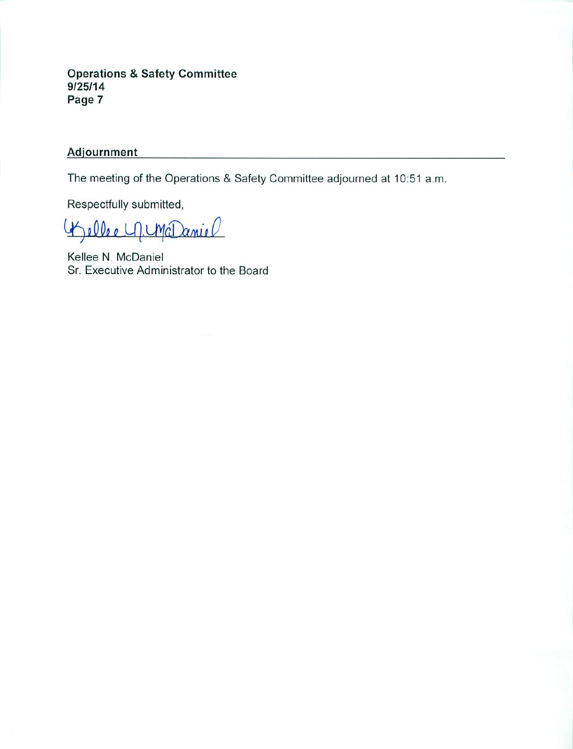## Adjournment

The meeting of the Operations & Safety Committee adjourned at 10:51 a.m.

Respectfully submitted,

Kellee N. McDaniel

Kellee N. McDaniel
Sr. Executive Administrator to the Board